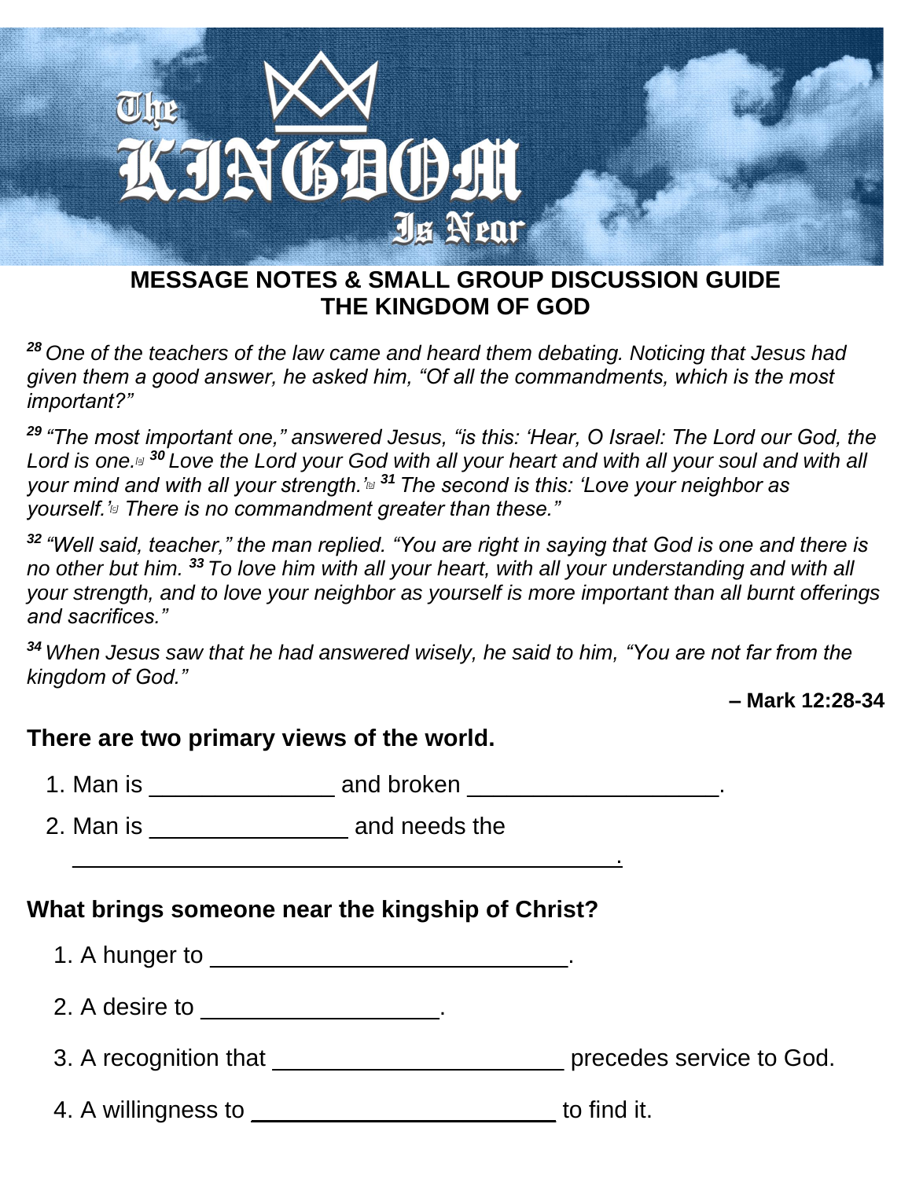# The KINGDOM Is Near

## MESSAGE NOTES & SMALL GROUP DISCUSSION GUIDE
## THE KINGDOM OF GOD

*[28] One of the teachers of the law came and heard them debating. Noticing that Jesus had given them a good answer, he asked him, "Of all the commandments, which is the most important?"*

*[29] "The most important one," answered Jesus, "is this: 'Hear, O Israel: The Lord our God, the Lord is one. [30] Love the Lord your God with all your heart and with all your soul and with all your mind and with all your strength.' [31] The second is this: 'Love your neighbor as yourself.' There is no commandment greater than these."*

*[32] "Well said, teacher," the man replied. "You are right in saying that God is one and there is no other but him. [33] To love him with all your heart, with all your understanding and with all your strength, and to love your neighbor as yourself is more important than all burnt offerings and sacrifices."*

*[34] When Jesus saw that he had answered wisely, he said to him, "You are not far from the kingdom of God."*

**– Mark 12:28-34**

### There are two primary views of the world.

1. Man is ______________ and broken ___________________.
2. Man is _______________ and needs the ____________________________________________.

### What brings someone near the kingship of Christ?

1. A hunger to ____________________________.
2. A desire to ___________________.
3. A recognition that ______________________ precedes service to God.
4. A willingness to ________________________ to find it.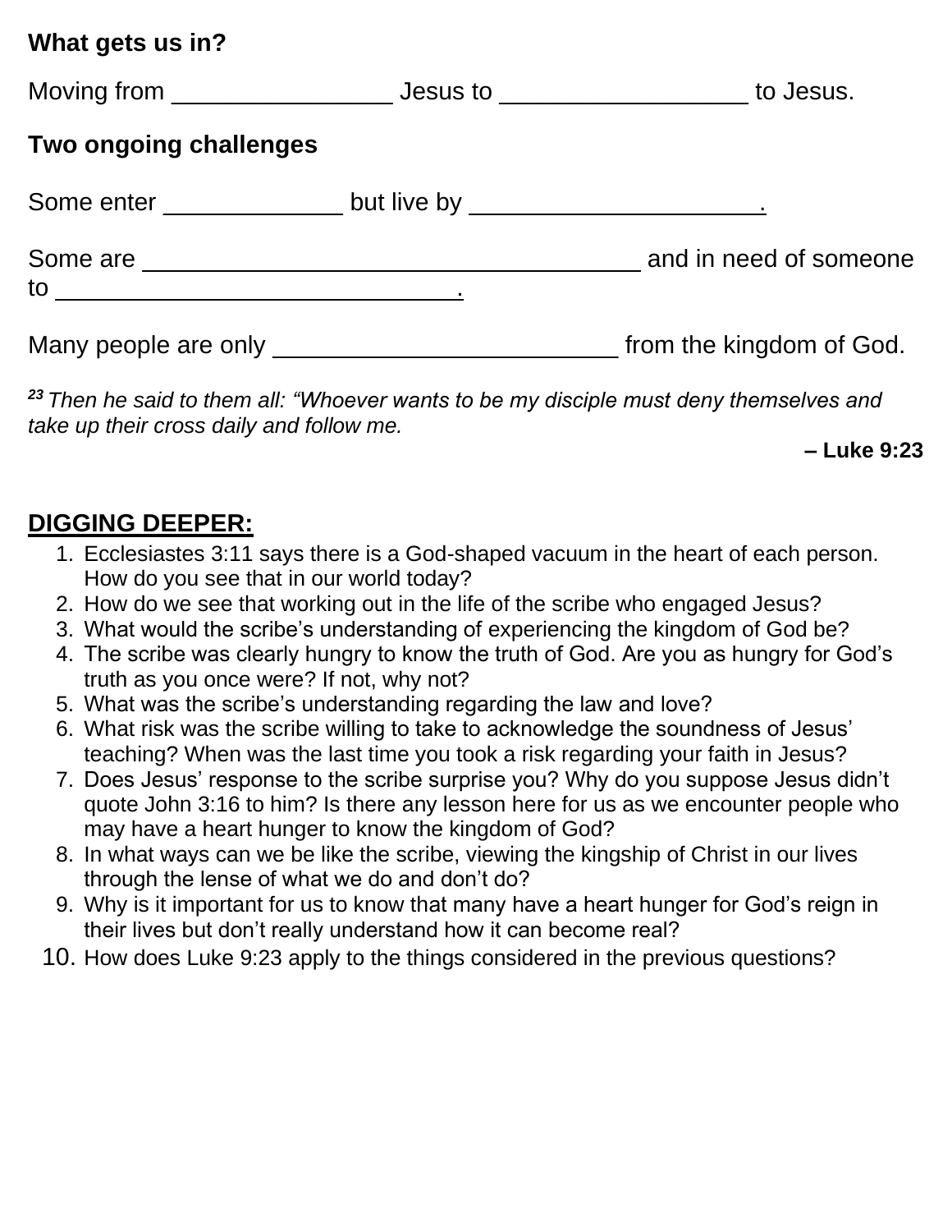**What gets us in?**

Moving from _______________ Jesus to _________________ to Jesus.

**Two ongoing challenges**

Some enter ____________ but live by ____________________.

Some are ___________________________________ and in need of someone to ____________________________.

Many people are only ________________________ from the kingdom of God.

*[23] Then he said to them all: "Whoever wants to be my disciple must deny themselves and take up their cross daily and follow me.*

**– Luke 9:23**

## DIGGING DEEPER:

1. Ecclesiastes 3:11 says there is a God-shaped vacuum in the heart of each person. How do you see that in our world today?
2. How do we see that working out in the life of the scribe who engaged Jesus?
3. What would the scribe's understanding of experiencing the kingdom of God be?
4. The scribe was clearly hungry to know the truth of God. Are you as hungry for God's truth as you once were? If not, why not?
5. What was the scribe's understanding regarding the law and love?
6. What risk was the scribe willing to take to acknowledge the soundness of Jesus' teaching? When was the last time you took a risk regarding your faith in Jesus?
7. Does Jesus' response to the scribe surprise you? Why do you suppose Jesus didn't quote John 3:16 to him? Is there any lesson here for us as we encounter people who may have a heart hunger to know the kingdom of God?
8. In what ways can we be like the scribe, viewing the kingship of Christ in our lives through the lense of what we do and don't do?
9. Why is it important for us to know that many have a heart hunger for God's reign in their lives but don't really understand how it can become real?
10. How does Luke 9:23 apply to the things considered in the previous questions?